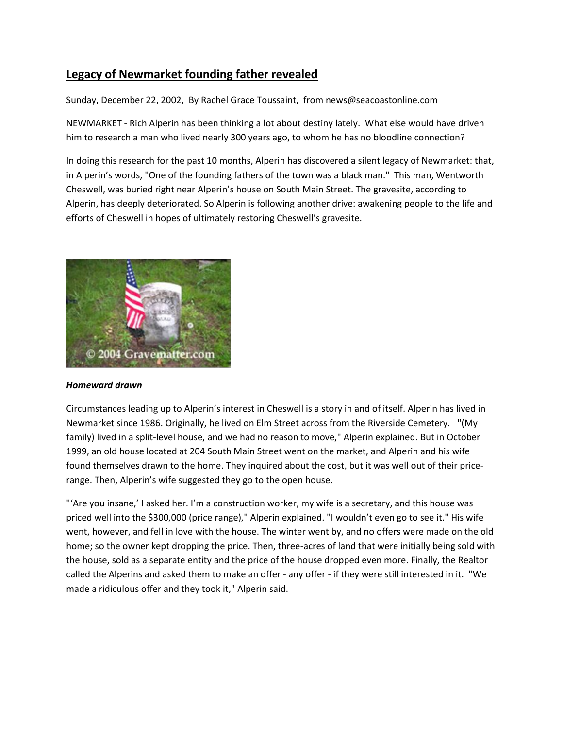# Legacy of Newmarket founding father revealed

Sunday, December 22, 2002, By Rachel Grace Toussaint, from news@seacoastonline.com

NEWMARKET - Rich Alperin has been thinking a lot about destiny lately. What else would have driven him to research a man who lived nearly 300 years ago, to whom he has no bloodline connection?

In doing this research for the past 10 months, Alperin has discovered a silent legacy of Newmarket: that, in Alperin's words, "One of the founding fathers of the town was a black man." This man, Wentworth Cheswell, was buried right near Alperin's house on South Main Street. The gravesite, according to Alperin, has deeply deteriorated. So Alperin is following another drive: awakening people to the life and efforts of Cheswell in hopes of ultimately restoring Cheswell's gravesite.

© 2004 Gravematter.com

***Homeward drawn***

Circumstances leading up to Alperin's interest in Cheswell is a story in and of itself. Alperin has lived in Newmarket since 1986. Originally, he lived on Elm Street across from the Riverside Cemetery. "(My family) lived in a split-level house, and we had no reason to move," Alperin explained. But in October 1999, an old house located at 204 South Main Street went on the market, and Alperin and his wife found themselves drawn to the home. They inquired about the cost, but it was well out of their price-range. Then, Alperin's wife suggested they go to the open house.

"'Are you insane,' I asked her. I'm a construction worker, my wife is a secretary, and this house was priced well into the $300,000 (price range)," Alperin explained. "I wouldn't even go to see it." His wife went, however, and fell in love with the house. The winter went by, and no offers were made on the old home; so the owner kept dropping the price. Then, three-acres of land that were initially being sold with the house, sold as a separate entity and the price of the house dropped even more. Finally, the Realtor called the Alperins and asked them to make an offer - any offer - if they were still interested in it. "We made a ridiculous offer and they took it," Alperin said.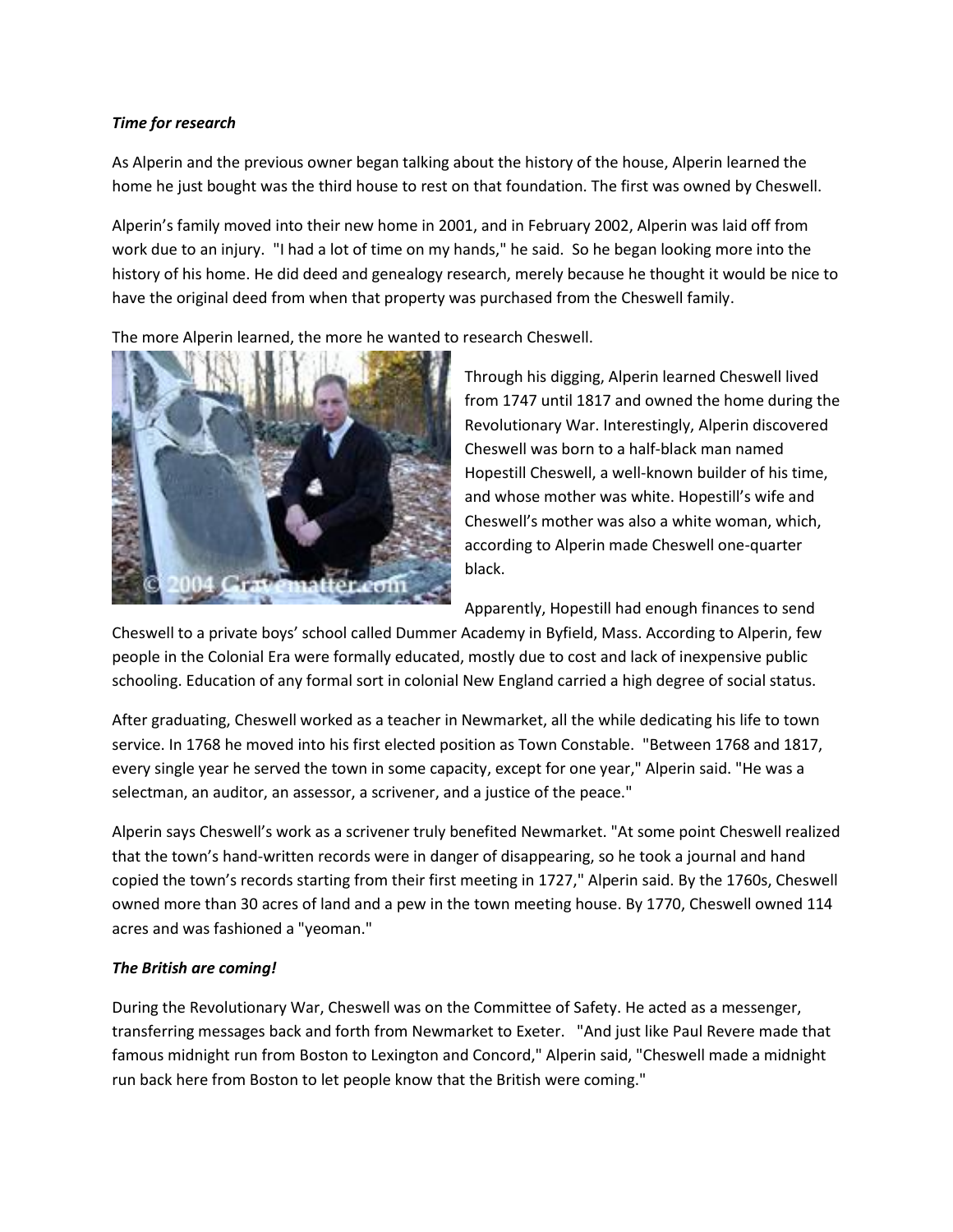***Time for research***

As Alperin and the previous owner began talking about the history of the house, Alperin learned the home he just bought was the third house to rest on that foundation. The first was owned by Cheswell.

Alperin's family moved into their new home in 2001, and in February 2002, Alperin was laid off from work due to an injury. "I had a lot of time on my hands," he said. So he began looking more into the history of his home. He did deed and genealogy research, merely because he thought it would be nice to have the original deed from when that property was purchased from the Cheswell family.

The more Alperin learned, the more he wanted to research Cheswell.

Through his digging, Alperin learned Cheswell lived from 1747 until 1817 and owned the home during the Revolutionary War. Interestingly, Alperin discovered Cheswell was born to a half-black man named Hopestill Cheswell, a well-known builder of his time, and whose mother was white. Hopestill's wife and Cheswell's mother was also a white woman, which, according to Alperin made Cheswell one-quarter black.

Apparently, Hopestill had enough finances to send Cheswell to a private boys' school called Dummer Academy in Byfield, Mass. According to Alperin, few people in the Colonial Era were formally educated, mostly due to cost and lack of inexpensive public schooling. Education of any formal sort in colonial New England carried a high degree of social status.

After graduating, Cheswell worked as a teacher in Newmarket, all the while dedicating his life to town service. In 1768 he moved into his first elected position as Town Constable. "Between 1768 and 1817, every single year he served the town in some capacity, except for one year," Alperin said. "He was a selectman, an auditor, an assessor, a scrivener, and a justice of the peace."

Alperin says Cheswell's work as a scrivener truly benefited Newmarket. "At some point Cheswell realized that the town's hand-written records were in danger of disappearing, so he took a journal and hand copied the town's records starting from their first meeting in 1727," Alperin said. By the 1760s, Cheswell owned more than 30 acres of land and a pew in the town meeting house. By 1770, Cheswell owned 114 acres and was fashioned a "yeoman."

***The British are coming!***

During the Revolutionary War, Cheswell was on the Committee of Safety. He acted as a messenger, transferring messages back and forth from Newmarket to Exeter. "And just like Paul Revere made that famous midnight run from Boston to Lexington and Concord," Alperin said, "Cheswell made a midnight run back here from Boston to let people know that the British were coming."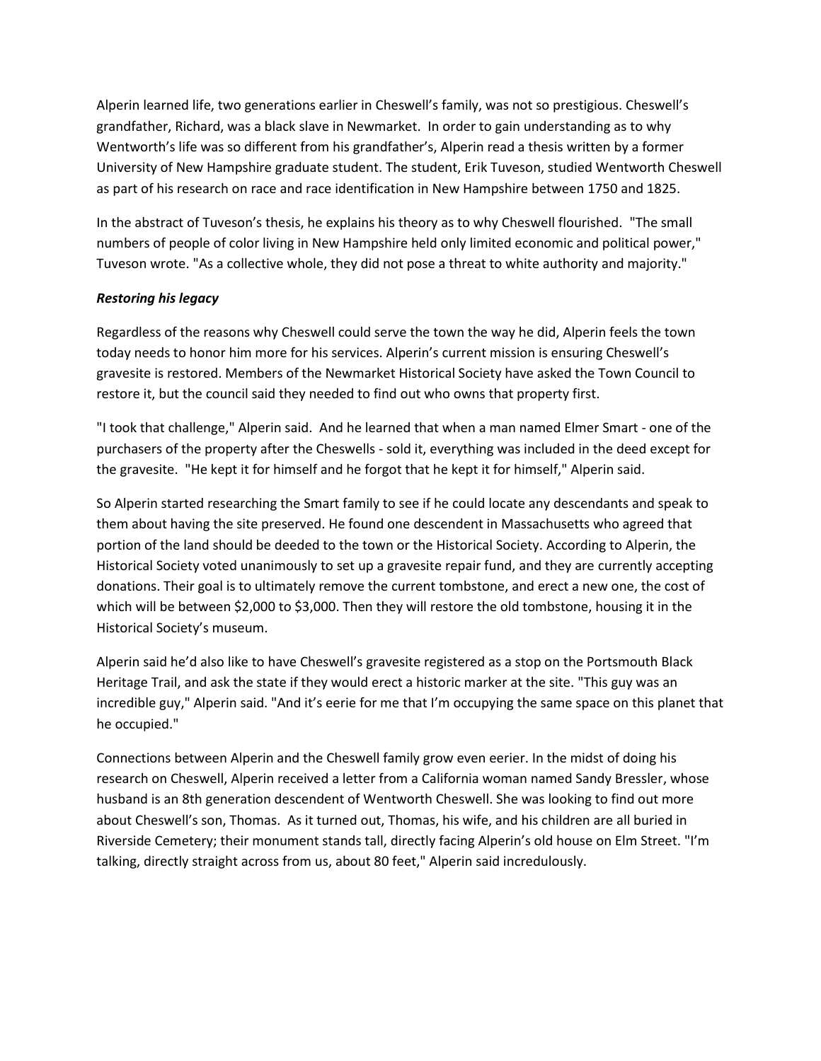Alperin learned life, two generations earlier in Cheswell's family, was not so prestigious. Cheswell's grandfather, Richard, was a black slave in Newmarket. In order to gain understanding as to why Wentworth's life was so different from his grandfather's, Alperin read a thesis written by a former University of New Hampshire graduate student. The student, Erik Tuveson, studied Wentworth Cheswell as part of his research on race and race identification in New Hampshire between 1750 and 1825.

In the abstract of Tuveson's thesis, he explains his theory as to why Cheswell flourished. "The small numbers of people of color living in New Hampshire held only limited economic and political power," Tuveson wrote. "As a collective whole, they did not pose a threat to white authority and majority."

***Restoring his legacy***

Regardless of the reasons why Cheswell could serve the town the way he did, Alperin feels the town today needs to honor him more for his services. Alperin's current mission is ensuring Cheswell's gravesite is restored. Members of the Newmarket Historical Society have asked the Town Council to restore it, but the council said they needed to find out who owns that property first.

"I took that challenge," Alperin said. And he learned that when a man named Elmer Smart - one of the purchasers of the property after the Cheswells - sold it, everything was included in the deed except for the gravesite. "He kept it for himself and he forgot that he kept it for himself," Alperin said.

So Alperin started researching the Smart family to see if he could locate any descendants and speak to them about having the site preserved. He found one descendent in Massachusetts who agreed that portion of the land should be deeded to the town or the Historical Society. According to Alperin, the Historical Society voted unanimously to set up a gravesite repair fund, and they are currently accepting donations. Their goal is to ultimately remove the current tombstone, and erect a new one, the cost of which will be between $2,000 to $3,000. Then they will restore the old tombstone, housing it in the Historical Society's museum.

Alperin said he'd also like to have Cheswell's gravesite registered as a stop on the Portsmouth Black Heritage Trail, and ask the state if they would erect a historic marker at the site. "This guy was an incredible guy," Alperin said. "And it's eerie for me that I'm occupying the same space on this planet that he occupied."

Connections between Alperin and the Cheswell family grow even eerier. In the midst of doing his research on Cheswell, Alperin received a letter from a California woman named Sandy Bressler, whose husband is an 8th generation descendent of Wentworth Cheswell. She was looking to find out more about Cheswell's son, Thomas. As it turned out, Thomas, his wife, and his children are all buried in Riverside Cemetery; their monument stands tall, directly facing Alperin's old house on Elm Street. "I'm talking, directly straight across from us, about 80 feet," Alperin said incredulously.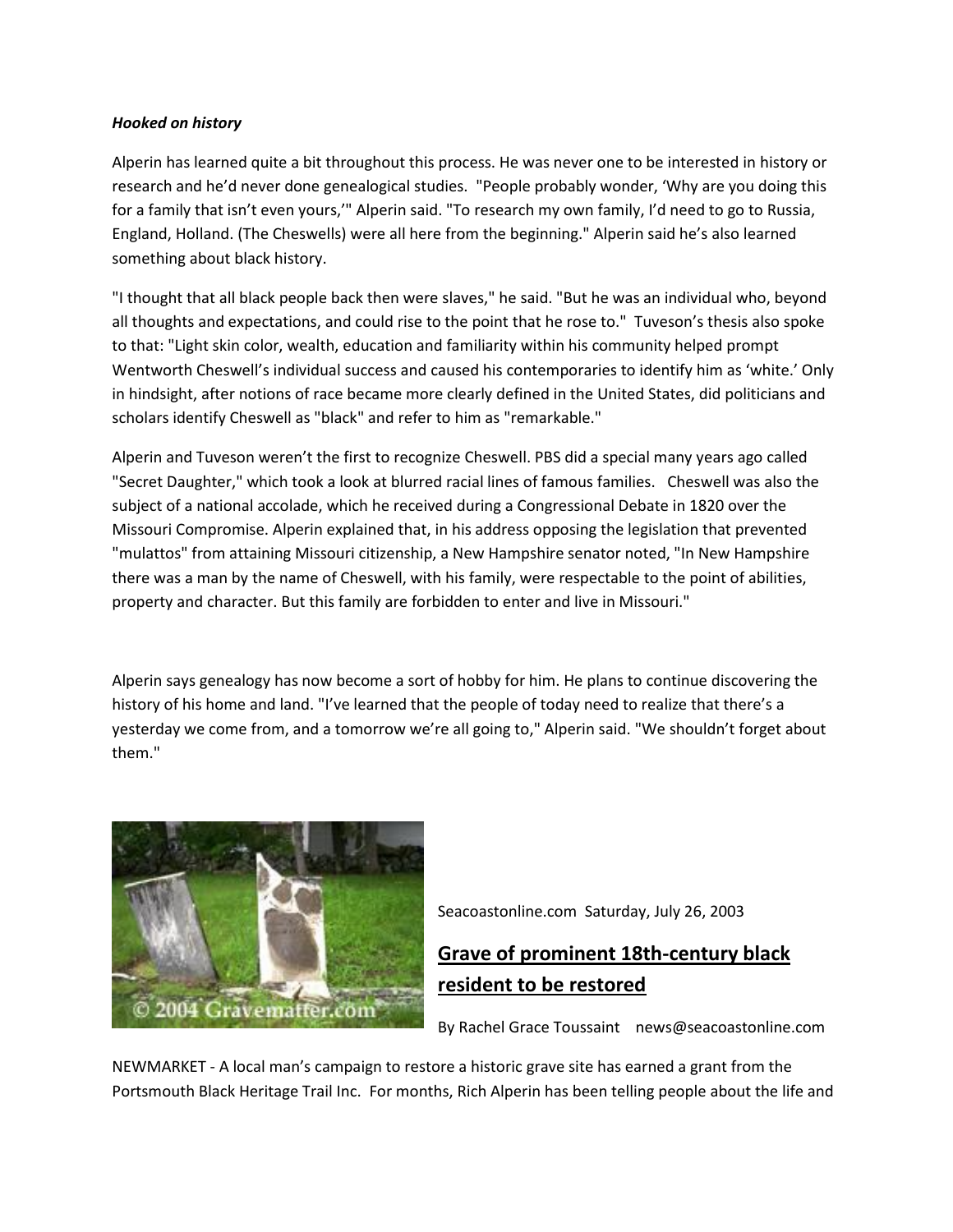***Hooked on history***

Alperin has learned quite a bit throughout this process. He was never one to be interested in history or research and he'd never done genealogical studies. "People probably wonder, 'Why are you doing this for a family that isn't even yours,'" Alperin said. "To research my own family, I'd need to go to Russia, England, Holland. (The Cheswells) were all here from the beginning." Alperin said he's also learned something about black history.

"I thought that all black people back then were slaves," he said. "But he was an individual who, beyond all thoughts and expectations, and could rise to the point that he rose to." Tuveson's thesis also spoke to that: "Light skin color, wealth, education and familiarity within his community helped prompt Wentworth Cheswell's individual success and caused his contemporaries to identify him as 'white.' Only in hindsight, after notions of race became more clearly defined in the United States, did politicians and scholars identify Cheswell as "black" and refer to him as "remarkable."

Alperin and Tuveson weren't the first to recognize Cheswell. PBS did a special many years ago called "Secret Daughter," which took a look at blurred racial lines of famous families. Cheswell was also the subject of a national accolade, which he received during a Congressional Debate in 1820 over the Missouri Compromise. Alperin explained that, in his address opposing the legislation that prevented "mulattos" from attaining Missouri citizenship, a New Hampshire senator noted, "In New Hampshire there was a man by the name of Cheswell, with his family, were respectable to the point of abilities, property and character. But this family are forbidden to enter and live in Missouri."

Alperin says genealogy has now become a sort of hobby for him. He plans to continue discovering the history of his home and land. "I've learned that the people of today need to realize that there's a yesterday we come from, and a tomorrow we're all going to," Alperin said. "We shouldn't forget about them."

© 2004 Gravematter.com

Seacoastonline.com Saturday, July 26, 2003

## Grave of prominent 18th-century black resident to be restored

By Rachel Grace Toussaint news@seacoastonline.com

NEWMARKET - A local man's campaign to restore a historic grave site has earned a grant from the Portsmouth Black Heritage Trail Inc. For months, Rich Alperin has been telling people about the life and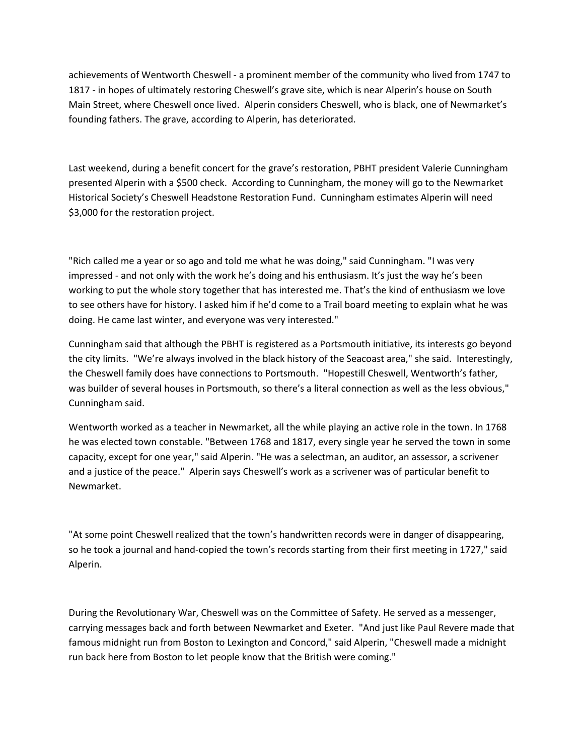achievements of Wentworth Cheswell - a prominent member of the community who lived from 1747 to 1817 - in hopes of ultimately restoring Cheswell's grave site, which is near Alperin's house on South Main Street, where Cheswell once lived. Alperin considers Cheswell, who is black, one of Newmarket's founding fathers. The grave, according to Alperin, has deteriorated.

Last weekend, during a benefit concert for the grave's restoration, PBHT president Valerie Cunningham presented Alperin with a $500 check. According to Cunningham, the money will go to the Newmarket Historical Society's Cheswell Headstone Restoration Fund. Cunningham estimates Alperin will need $3,000 for the restoration project.

"Rich called me a year or so ago and told me what he was doing," said Cunningham. "I was very impressed - and not only with the work he's doing and his enthusiasm. It's just the way he's been working to put the whole story together that has interested me. That's the kind of enthusiasm we love to see others have for history. I asked him if he'd come to a Trail board meeting to explain what he was doing. He came last winter, and everyone was very interested."

Cunningham said that although the PBHT is registered as a Portsmouth initiative, its interests go beyond the city limits. "We're always involved in the black history of the Seacoast area," she said. Interestingly, the Cheswell family does have connections to Portsmouth. "Hopestill Cheswell, Wentworth's father, was builder of several houses in Portsmouth, so there's a literal connection as well as the less obvious," Cunningham said.

Wentworth worked as a teacher in Newmarket, all the while playing an active role in the town. In 1768 he was elected town constable. "Between 1768 and 1817, every single year he served the town in some capacity, except for one year," said Alperin. "He was a selectman, an auditor, an assessor, a scrivener and a justice of the peace." Alperin says Cheswell's work as a scrivener was of particular benefit to Newmarket.

"At some point Cheswell realized that the town's handwritten records were in danger of disappearing, so he took a journal and hand-copied the town's records starting from their first meeting in 1727," said Alperin.

During the Revolutionary War, Cheswell was on the Committee of Safety. He served as a messenger, carrying messages back and forth between Newmarket and Exeter. "And just like Paul Revere made that famous midnight run from Boston to Lexington and Concord," said Alperin, "Cheswell made a midnight run back here from Boston to let people know that the British were coming."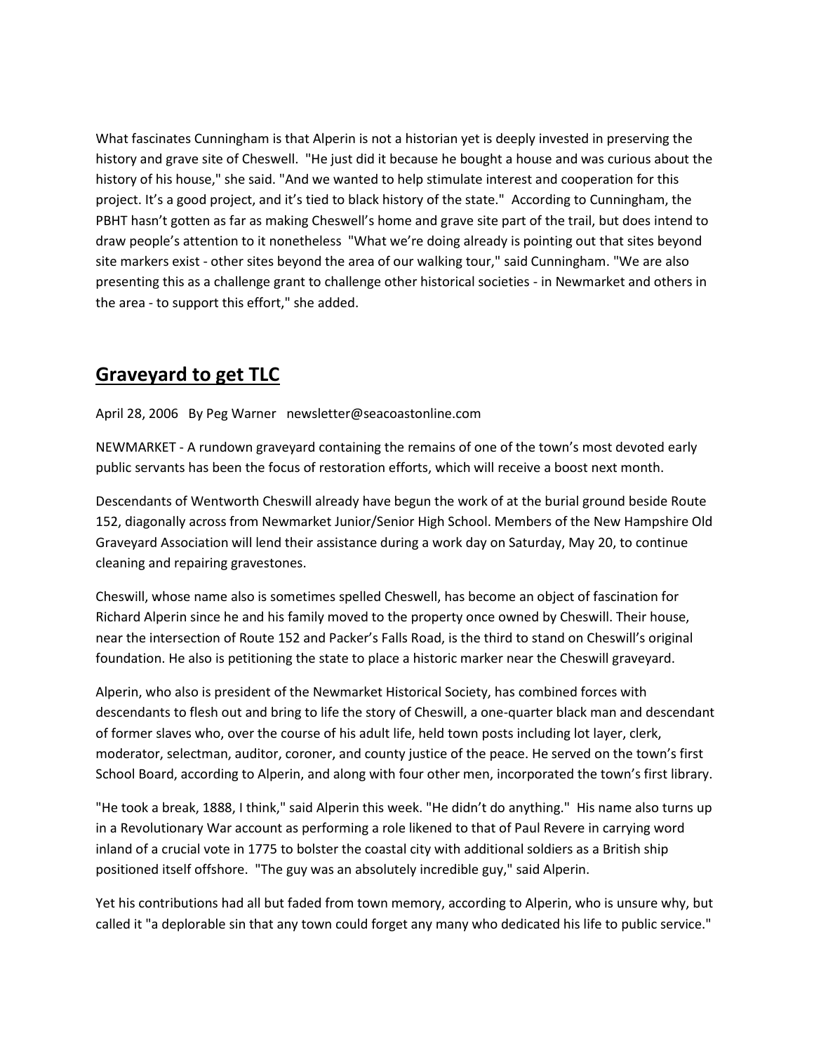What fascinates Cunningham is that Alperin is not a historian yet is deeply invested in preserving the history and grave site of Cheswell. "He just did it because he bought a house and was curious about the history of his house," she said. "And we wanted to help stimulate interest and cooperation for this project. It's a good project, and it's tied to black history of the state." According to Cunningham, the PBHT hasn't gotten as far as making Cheswell's home and grave site part of the trail, but does intend to draw people's attention to it nonetheless "What we're doing already is pointing out that sites beyond site markers exist - other sites beyond the area of our walking tour," said Cunningham. "We are also presenting this as a challenge grant to challenge other historical societies - in Newmarket and others in the area - to support this effort," she added.

## Graveyard to get TLC

April 28, 2006 By Peg Warner newsletter@seacoastonline.com

NEWMARKET - A rundown graveyard containing the remains of one of the town's most devoted early public servants has been the focus of restoration efforts, which will receive a boost next month.

Descendants of Wentworth Cheswill already have begun the work of at the burial ground beside Route 152, diagonally across from Newmarket Junior/Senior High School. Members of the New Hampshire Old Graveyard Association will lend their assistance during a work day on Saturday, May 20, to continue cleaning and repairing gravestones.

Cheswill, whose name also is sometimes spelled Cheswell, has become an object of fascination for Richard Alperin since he and his family moved to the property once owned by Cheswill. Their house, near the intersection of Route 152 and Packer's Falls Road, is the third to stand on Cheswill's original foundation. He also is petitioning the state to place a historic marker near the Cheswill graveyard.

Alperin, who also is president of the Newmarket Historical Society, has combined forces with descendants to flesh out and bring to life the story of Cheswill, a one-quarter black man and descendant of former slaves who, over the course of his adult life, held town posts including lot layer, clerk, moderator, selectman, auditor, coroner, and county justice of the peace. He served on the town's first School Board, according to Alperin, and along with four other men, incorporated the town's first library.

"He took a break, 1888, I think," said Alperin this week. "He didn't do anything." His name also turns up in a Revolutionary War account as performing a role likened to that of Paul Revere in carrying word inland of a crucial vote in 1775 to bolster the coastal city with additional soldiers as a British ship positioned itself offshore. "The guy was an absolutely incredible guy," said Alperin.

Yet his contributions had all but faded from town memory, according to Alperin, who is unsure why, but called it "a deplorable sin that any town could forget any many who dedicated his life to public service."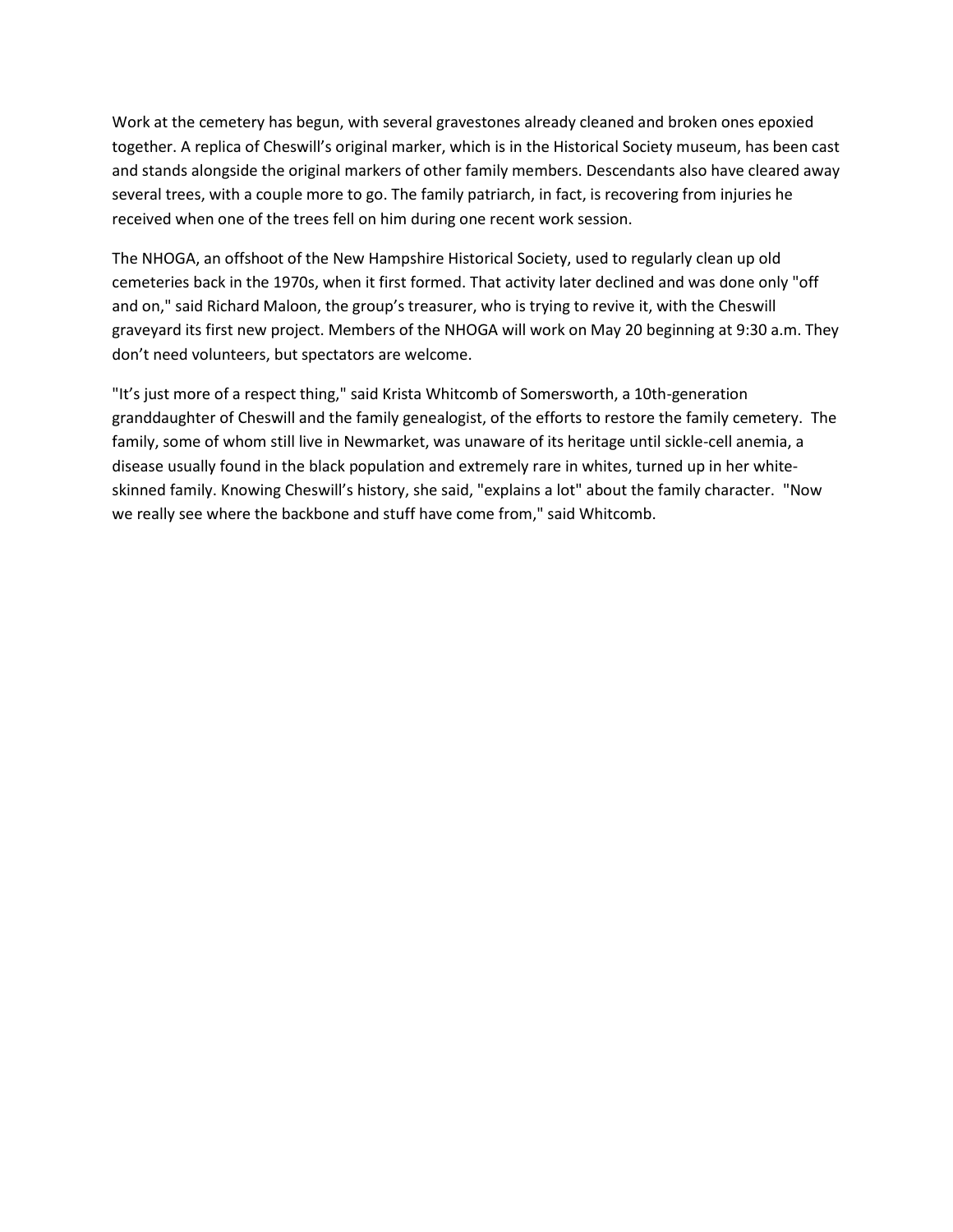Work at the cemetery has begun, with several gravestones already cleaned and broken ones epoxied together. A replica of Cheswill's original marker, which is in the Historical Society museum, has been cast and stands alongside the original markers of other family members. Descendants also have cleared away several trees, with a couple more to go. The family patriarch, in fact, is recovering from injuries he received when one of the trees fell on him during one recent work session.

The NHOGA, an offshoot of the New Hampshire Historical Society, used to regularly clean up old cemeteries back in the 1970s, when it first formed. That activity later declined and was done only "off and on," said Richard Maloon, the group's treasurer, who is trying to revive it, with the Cheswill graveyard its first new project. Members of the NHOGA will work on May 20 beginning at 9:30 a.m. They don't need volunteers, but spectators are welcome.

"It's just more of a respect thing," said Krista Whitcomb of Somersworth, a 10th-generation granddaughter of Cheswill and the family genealogist, of the efforts to restore the family cemetery. The family, some of whom still live in Newmarket, was unaware of its heritage until sickle-cell anemia, a disease usually found in the black population and extremely rare in whites, turned up in her white-skinned family. Knowing Cheswill's history, she said, "explains a lot" about the family character. "Now we really see where the backbone and stuff have come from," said Whitcomb.